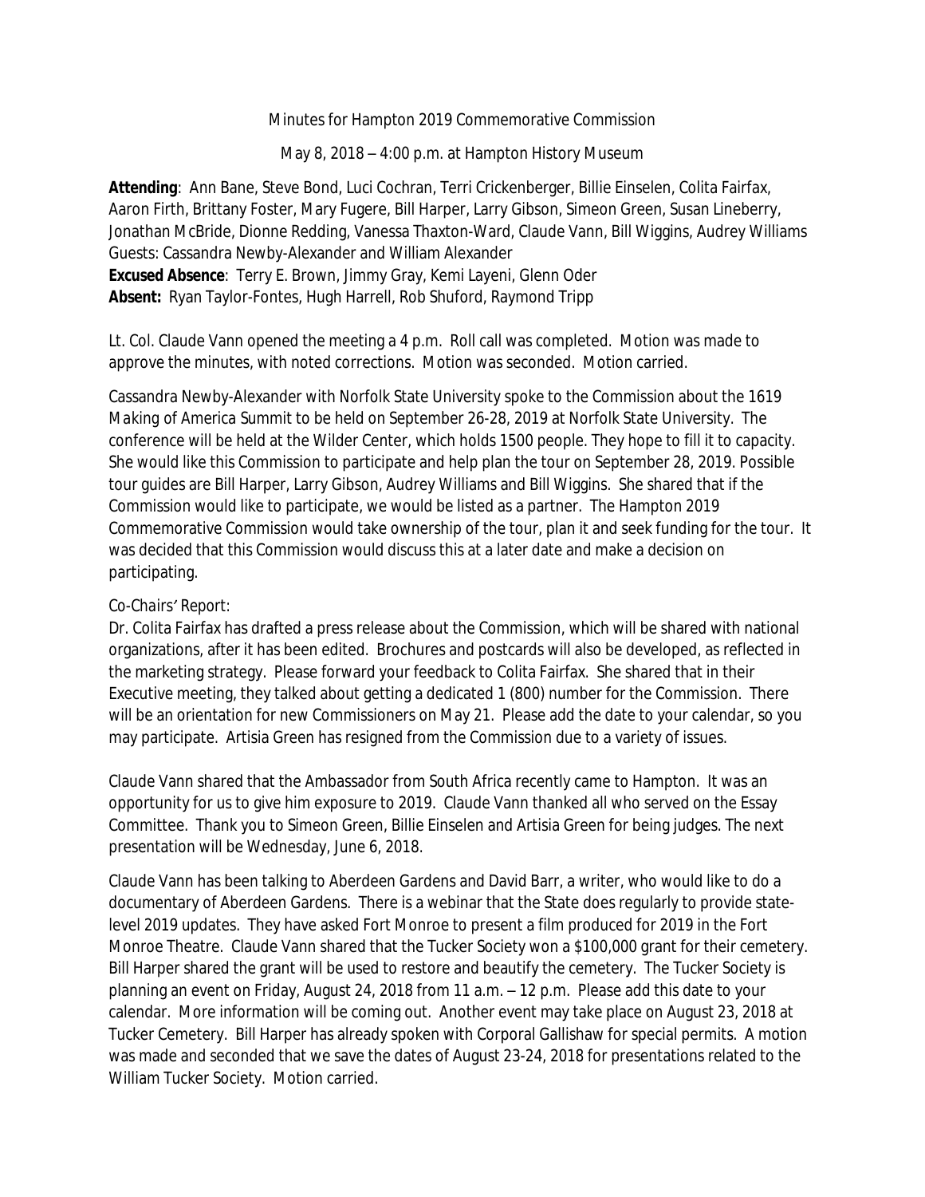Minutes for Hampton 2019 Commemorative Commission

May 8, 2018 – 4:00 p.m. at Hampton History Museum

**Attending**: Ann Bane, Steve Bond, Luci Cochran, Terri Crickenberger, Billie Einselen, Colita Fairfax, Aaron Firth, Brittany Foster, Mary Fugere, Bill Harper, Larry Gibson, Simeon Green, Susan Lineberry, Jonathan McBride, Dionne Redding, Vanessa Thaxton-Ward, Claude Vann, Bill Wiggins, Audrey Williams
Guests: Cassandra Newby-Alexander and William Alexander
**Excused Absence**: Terry E. Brown, Jimmy Gray, Kemi Layeni, Glenn Oder
**Absent:** Ryan Taylor-Fontes, Hugh Harrell, Rob Shuford, Raymond Tripp

Lt. Col. Claude Vann opened the meeting a 4 p.m. Roll call was completed. Motion was made to approve the minutes, with noted corrections. Motion was seconded. Motion carried.

Cassandra Newby-Alexander with Norfolk State University spoke to the Commission about the 1619 Making of America Summit to be held on September 26-28, 2019 at Norfolk State University. The conference will be held at the Wilder Center, which holds 1500 people. They hope to fill it to capacity. She would like this Commission to participate and help plan the tour on September 28, 2019. Possible tour guides are Bill Harper, Larry Gibson, Audrey Williams and Bill Wiggins. She shared that if the Commission would like to participate, we would be listed as a partner. The Hampton 2019 Commemorative Commission would take ownership of the tour, plan it and seek funding for the tour. It was decided that this Commission would discuss this at a later date and make a decision on participating.

*Co-Chairs' Report:*
Dr. Colita Fairfax has drafted a press release about the Commission, which will be shared with national organizations, after it has been edited. Brochures and postcards will also be developed, as reflected in the marketing strategy. Please forward your feedback to Colita Fairfax. She shared that in their Executive meeting, they talked about getting a dedicated 1 (800) number for the Commission. There will be an orientation for new Commissioners on May 21. Please add the date to your calendar, so you may participate. Artisia Green has resigned from the Commission due to a variety of issues.

Claude Vann shared that the Ambassador from South Africa recently came to Hampton. It was an opportunity for us to give him exposure to 2019. Claude Vann thanked all who served on the Essay Committee. Thank you to Simeon Green, Billie Einselen and Artisia Green for being judges. The next presentation will be Wednesday, June 6, 2018.

Claude Vann has been talking to Aberdeen Gardens and David Barr, a writer, who would like to do a documentary of Aberdeen Gardens. There is a webinar that the State does regularly to provide state-level 2019 updates. They have asked Fort Monroe to present a film produced for 2019 in the Fort Monroe Theatre. Claude Vann shared that the Tucker Society won a $100,000 grant for their cemetery. Bill Harper shared the grant will be used to restore and beautify the cemetery. The Tucker Society is planning an event on Friday, August 24, 2018 from 11 a.m. – 12 p.m. Please add this date to your calendar. More information will be coming out. Another event may take place on August 23, 2018 at Tucker Cemetery. Bill Harper has already spoken with Corporal Gallishaw for special permits. A motion was made and seconded that we save the dates of August 23-24, 2018 for presentations related to the William Tucker Society. Motion carried.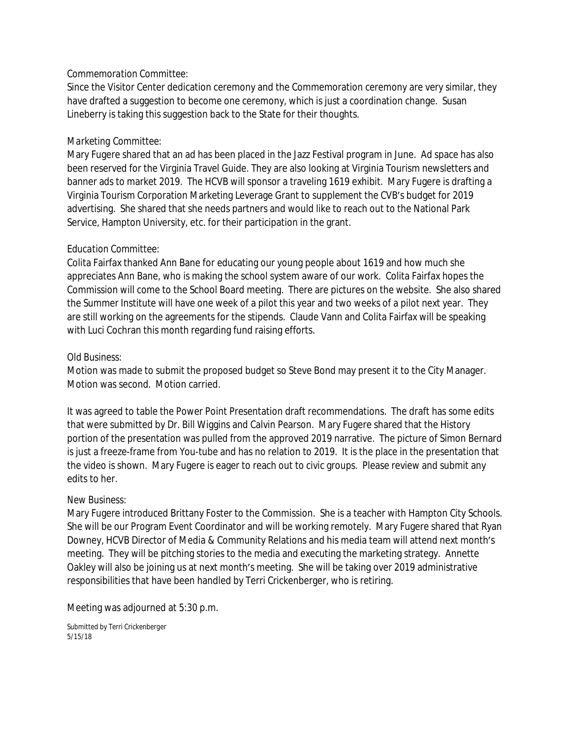Commemoration Committee:

Since the Visitor Center dedication ceremony and the Commemoration ceremony are very similar, they have drafted a suggestion to become one ceremony, which is just a coordination change. Susan Lineberry is taking this suggestion back to the State for their thoughts.

Marketing Committee:

Mary Fugere shared that an ad has been placed in the Jazz Festival program in June. Ad space has also been reserved for the Virginia Travel Guide. They are also looking at Virginia Tourism newsletters and banner ads to market 2019. The HCVB will sponsor a traveling 1619 exhibit. Mary Fugere is drafting a Virginia Tourism Corporation Marketing Leverage Grant to supplement the CVB's budget for 2019 advertising. She shared that she needs partners and would like to reach out to the National Park Service, Hampton University, etc. for their participation in the grant.

Education Committee:

Colita Fairfax thanked Ann Bane for educating our young people about 1619 and how much she appreciates Ann Bane, who is making the school system aware of our work. Colita Fairfax hopes the Commission will come to the School Board meeting. There are pictures on the website. She also shared the Summer Institute will have one week of a pilot this year and two weeks of a pilot next year. They are still working on the agreements for the stipends. Claude Vann and Colita Fairfax will be speaking with Luci Cochran this month regarding fund raising efforts.

Old Business:

Motion was made to submit the proposed budget so Steve Bond may present it to the City Manager. Motion was second. Motion carried.

It was agreed to table the Power Point Presentation draft recommendations. The draft has some edits that were submitted by Dr. Bill Wiggins and Calvin Pearson. Mary Fugere shared that the History portion of the presentation was pulled from the approved 2019 narrative. The picture of Simon Bernard is just a freeze-frame from You-tube and has no relation to 2019. It is the place in the presentation that the video is shown. Mary Fugere is eager to reach out to civic groups. Please review and submit any edits to her.

New Business:

Mary Fugere introduced Brittany Foster to the Commission. She is a teacher with Hampton City Schools. She will be our Program Event Coordinator and will be working remotely. Mary Fugere shared that Ryan Downey, HCVB Director of Media & Community Relations and his media team will attend next month's meeting. They will be pitching stories to the media and executing the marketing strategy. Annette Oakley will also be joining us at next month's meeting. She will be taking over 2019 administrative responsibilities that have been handled by Terri Crickenberger, who is retiring.

Meeting was adjourned at 5:30 p.m.

Submitted by Terri Crickenberger
5/15/18